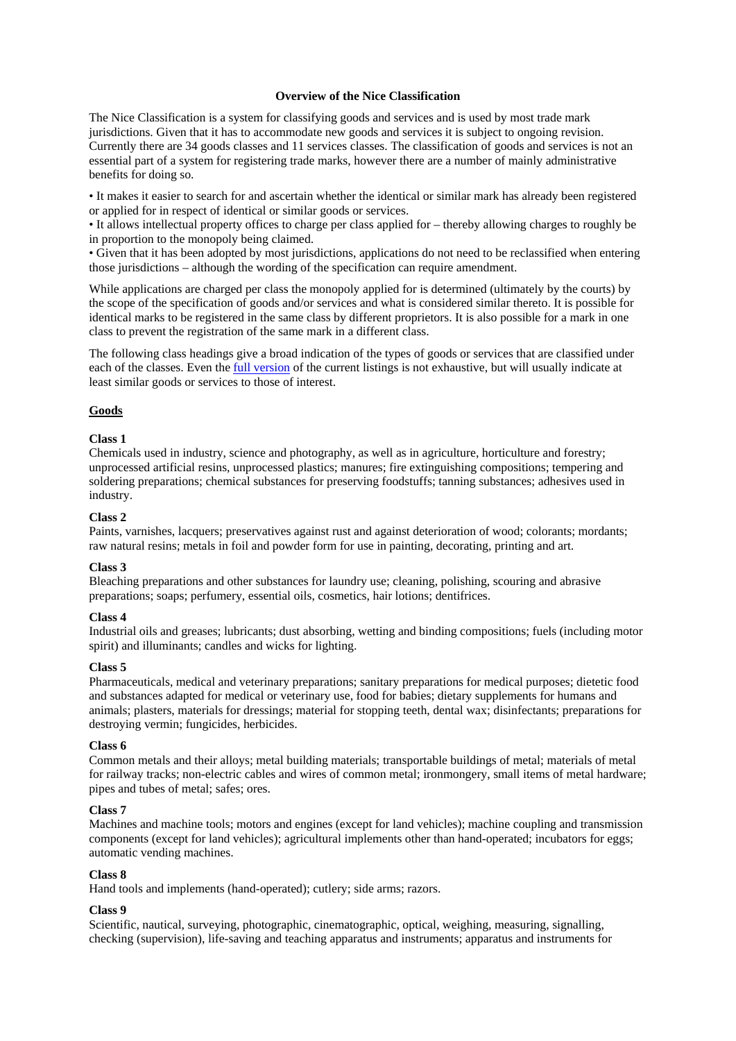# Overview of the Nice Classification

The Nice Classification is a system for classifying goods and services and is used by most trade mark jurisdictions. Given that it has to accommodate new goods and services it is subject to ongoing revision. Currently there are 34 goods classes and 11 services classes. The classification of goods and services is not an essential part of a system for registering trade marks, however there are a number of mainly administrative benefits for doing so.

• It makes it easier to search for and ascertain whether the identical or similar mark has already been registered or applied for in respect of identical or similar goods or services.
• It allows intellectual property offices to charge per class applied for – thereby allowing charges to roughly be in proportion to the monopoly being claimed.
• Given that it has been adopted by most jurisdictions, applications do not need to be reclassified when entering those jurisdictions – although the wording of the specification can require amendment.

While applications are charged per class the monopoly applied for is determined (ultimately by the courts) by the scope of the specification of goods and/or services and what is considered similar thereto. It is possible for identical marks to be registered in the same class by different proprietors. It is also possible for a mark in one class to prevent the registration of the same mark in a different class.

The following class headings give a broad indication of the types of goods or services that are classified under each of the classes. Even the full version of the current listings is not exhaustive, but will usually indicate at least similar goods or services to those of interest.

## Goods

**Class 1**
Chemicals used in industry, science and photography, as well as in agriculture, horticulture and forestry; unprocessed artificial resins, unprocessed plastics; manures; fire extinguishing compositions; tempering and soldering preparations; chemical substances for preserving foodstuffs; tanning substances; adhesives used in industry.

**Class 2**
Paints, varnishes, lacquers; preservatives against rust and against deterioration of wood; colorants; mordants; raw natural resins; metals in foil and powder form for use in painting, decorating, printing and art.

**Class 3**
Bleaching preparations and other substances for laundry use; cleaning, polishing, scouring and abrasive preparations; soaps; perfumery, essential oils, cosmetics, hair lotions; dentifrices.

**Class 4**
Industrial oils and greases; lubricants; dust absorbing, wetting and binding compositions; fuels (including motor spirit) and illuminants; candles and wicks for lighting.

**Class 5**
Pharmaceuticals, medical and veterinary preparations; sanitary preparations for medical purposes; dietetic food and substances adapted for medical or veterinary use, food for babies; dietary supplements for humans and animals; plasters, materials for dressings; material for stopping teeth, dental wax; disinfectants; preparations for destroying vermin; fungicides, herbicides.

**Class 6**
Common metals and their alloys; metal building materials; transportable buildings of metal; materials of metal for railway tracks; non-electric cables and wires of common metal; ironmongery, small items of metal hardware; pipes and tubes of metal; safes; ores.

**Class 7**
Machines and machine tools; motors and engines (except for land vehicles); machine coupling and transmission components (except for land vehicles); agricultural implements other than hand-operated; incubators for eggs; automatic vending machines.

**Class 8**
Hand tools and implements (hand-operated); cutlery; side arms; razors.

**Class 9**
Scientific, nautical, surveying, photographic, cinematographic, optical, weighing, measuring, signalling, checking (supervision), life-saving and teaching apparatus and instruments; apparatus and instruments for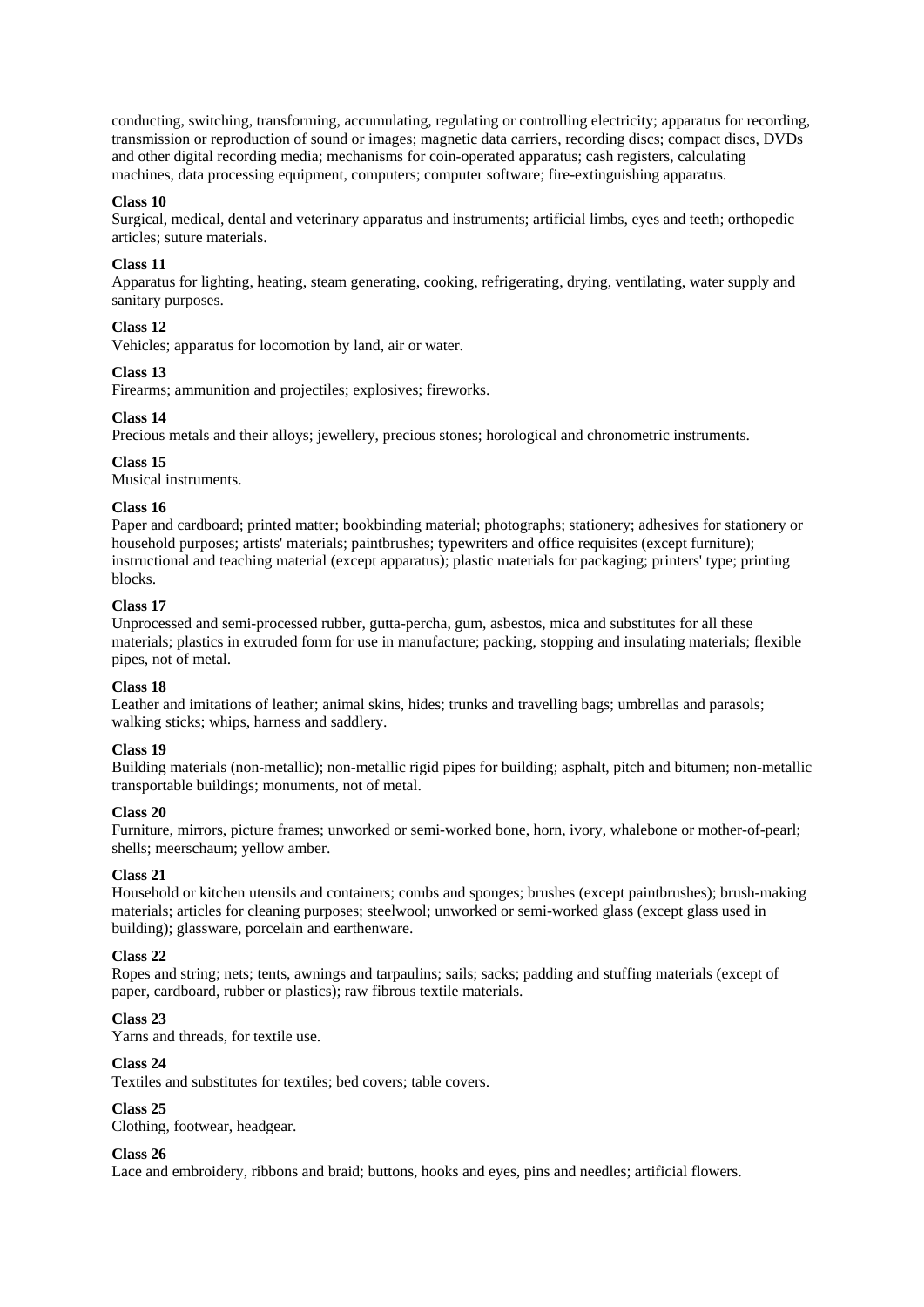conducting, switching, transforming, accumulating, regulating or controlling electricity; apparatus for recording, transmission or reproduction of sound or images; magnetic data carriers, recording discs; compact discs, DVDs and other digital recording media; mechanisms for coin-operated apparatus; cash registers, calculating machines, data processing equipment, computers; computer software; fire-extinguishing apparatus.

**Class 10**
Surgical, medical, dental and veterinary apparatus and instruments; artificial limbs, eyes and teeth; orthopedic articles; suture materials.

**Class 11**
Apparatus for lighting, heating, steam generating, cooking, refrigerating, drying, ventilating, water supply and sanitary purposes.

**Class 12**
Vehicles; apparatus for locomotion by land, air or water.

**Class 13**
Firearms; ammunition and projectiles; explosives; fireworks.

**Class 14**
Precious metals and their alloys; jewellery, precious stones; horological and chronometric instruments.

**Class 15**
Musical instruments.

**Class 16**
Paper and cardboard; printed matter; bookbinding material; photographs; stationery; adhesives for stationery or household purposes; artists' materials; paintbrushes; typewriters and office requisites (except furniture); instructional and teaching material (except apparatus); plastic materials for packaging; printers' type; printing blocks.

**Class 17**
Unprocessed and semi-processed rubber, gutta-percha, gum, asbestos, mica and substitutes for all these materials; plastics in extruded form for use in manufacture; packing, stopping and insulating materials; flexible pipes, not of metal.

**Class 18**
Leather and imitations of leather; animal skins, hides; trunks and travelling bags; umbrellas and parasols; walking sticks; whips, harness and saddlery.

**Class 19**
Building materials (non-metallic); non-metallic rigid pipes for building; asphalt, pitch and bitumen; non-metallic transportable buildings; monuments, not of metal.

**Class 20**
Furniture, mirrors, picture frames; unworked or semi-worked bone, horn, ivory, whalebone or mother-of-pearl; shells; meerschaum; yellow amber.

**Class 21**
Household or kitchen utensils and containers; combs and sponges; brushes (except paintbrushes); brush-making materials; articles for cleaning purposes; steelwool; unworked or semi-worked glass (except glass used in building); glassware, porcelain and earthenware.

**Class 22**
Ropes and string; nets; tents, awnings and tarpaulins; sails; sacks; padding and stuffing materials (except of paper, cardboard, rubber or plastics); raw fibrous textile materials.

**Class 23**
Yarns and threads, for textile use.

**Class 24**
Textiles and substitutes for textiles; bed covers; table covers.

**Class 25**
Clothing, footwear, headgear.

**Class 26**
Lace and embroidery, ribbons and braid; buttons, hooks and eyes, pins and needles; artificial flowers.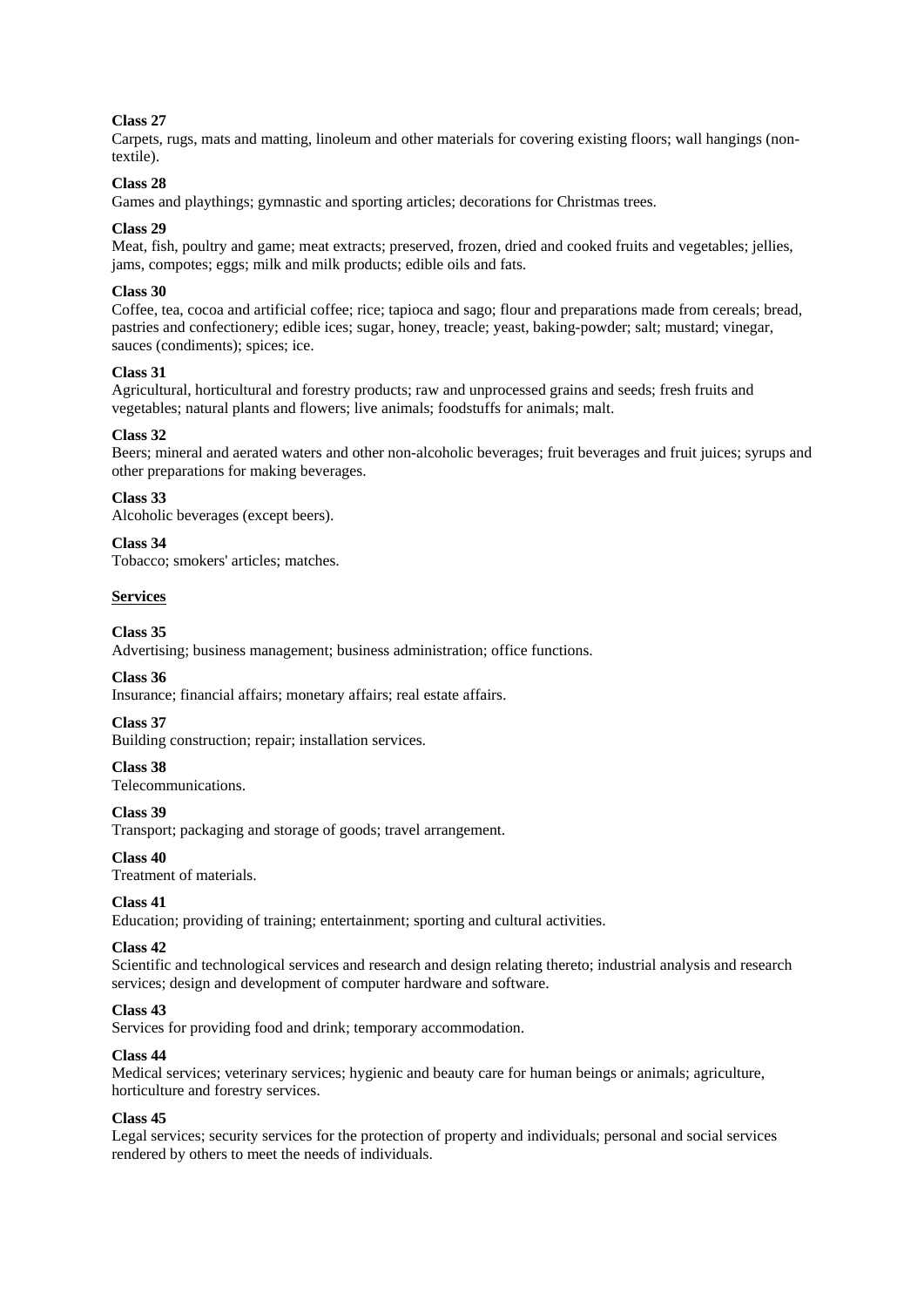**Class 27**
Carpets, rugs, mats and matting, linoleum and other materials for covering existing floors; wall hangings (non-textile).

**Class 28**
Games and playthings; gymnastic and sporting articles; decorations for Christmas trees.

**Class 29**
Meat, fish, poultry and game; meat extracts; preserved, frozen, dried and cooked fruits and vegetables; jellies, jams, compotes; eggs; milk and milk products; edible oils and fats.

**Class 30**
Coffee, tea, cocoa and artificial coffee; rice; tapioca and sago; flour and preparations made from cereals; bread, pastries and confectionery; edible ices; sugar, honey, treacle; yeast, baking-powder; salt; mustard; vinegar, sauces (condiments); spices; ice.

**Class 31**
Agricultural, horticultural and forestry products; raw and unprocessed grains and seeds; fresh fruits and vegetables; natural plants and flowers; live animals; foodstuffs for animals; malt.

**Class 32**
Beers; mineral and aerated waters and other non-alcoholic beverages; fruit beverages and fruit juices; syrups and other preparations for making beverages.

**Class 33**
Alcoholic beverages (except beers).

**Class 34**
Tobacco; smokers' articles; matches.

**Services**

**Class 35**
Advertising; business management; business administration; office functions.

**Class 36**
Insurance; financial affairs; monetary affairs; real estate affairs.

**Class 37**
Building construction; repair; installation services.

**Class 38**
Telecommunications.

**Class 39**
Transport; packaging and storage of goods; travel arrangement.

**Class 40**
Treatment of materials.

**Class 41**
Education; providing of training; entertainment; sporting and cultural activities.

**Class 42**
Scientific and technological services and research and design relating thereto; industrial analysis and research services; design and development of computer hardware and software.

**Class 43**
Services for providing food and drink; temporary accommodation.

**Class 44**
Medical services; veterinary services; hygienic and beauty care for human beings or animals; agriculture, horticulture and forestry services.

**Class 45**
Legal services; security services for the protection of property and individuals; personal and social services rendered by others to meet the needs of individuals.